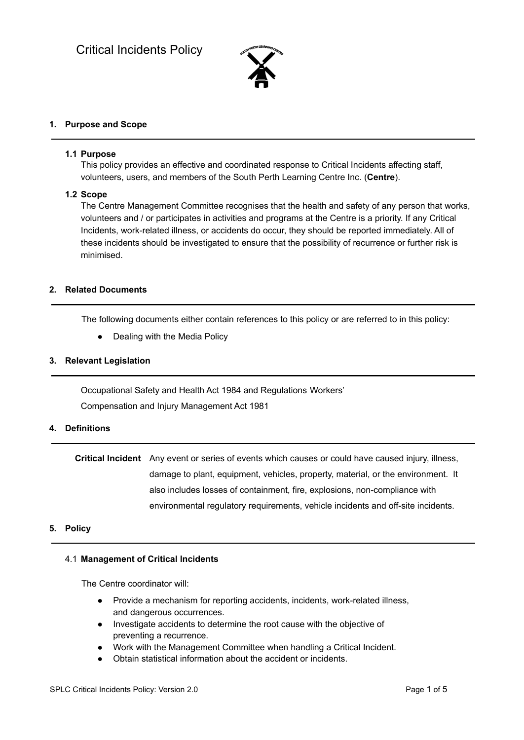# Critical Incidents Policy

## 1. Purpose and Scope

### 1.1 Purpose

This policy provides an effective and coordinated response to Critical Incidents affecting staff, volunteers, users, and members of the South Perth Learning Centre Inc. (**Centre**).

### 1.2 Scope

The Centre Management Committee recognises that the health and safety of any person that works, volunteers and / or participates in activities and programs at the Centre is a priority. If any Critical Incidents, work-related illness, or accidents do occur, they should be reported immediately. All of these incidents should be investigated to ensure that the possibility of recurrence or further risk is minimised.

## 2. Related Documents

The following documents either contain references to this policy or are referred to in this policy:

- Dealing with the Media Policy

## 3. Relevant Legislation

Occupational Safety and Health Act 1984 and Regulations Workers'

Compensation and Injury Management Act 1981

## 4. Definitions

**Critical Incident** Any event or series of events which causes or could have caused injury, illness, damage to plant, equipment, vehicles, property, material, or the environment. It also includes losses of containment, fire, explosions, non-compliance with environmental regulatory requirements, vehicle incidents and off-site incidents.

## 5. Policy

### 4.1 Management of Critical Incidents

The Centre coordinator will:

- Provide a mechanism for reporting accidents, incidents, work-related illness, and dangerous occurrences.
- Investigate accidents to determine the root cause with the objective of preventing a recurrence.
- Work with the Management Committee when handling a Critical Incident.
- Obtain statistical information about the accident or incidents.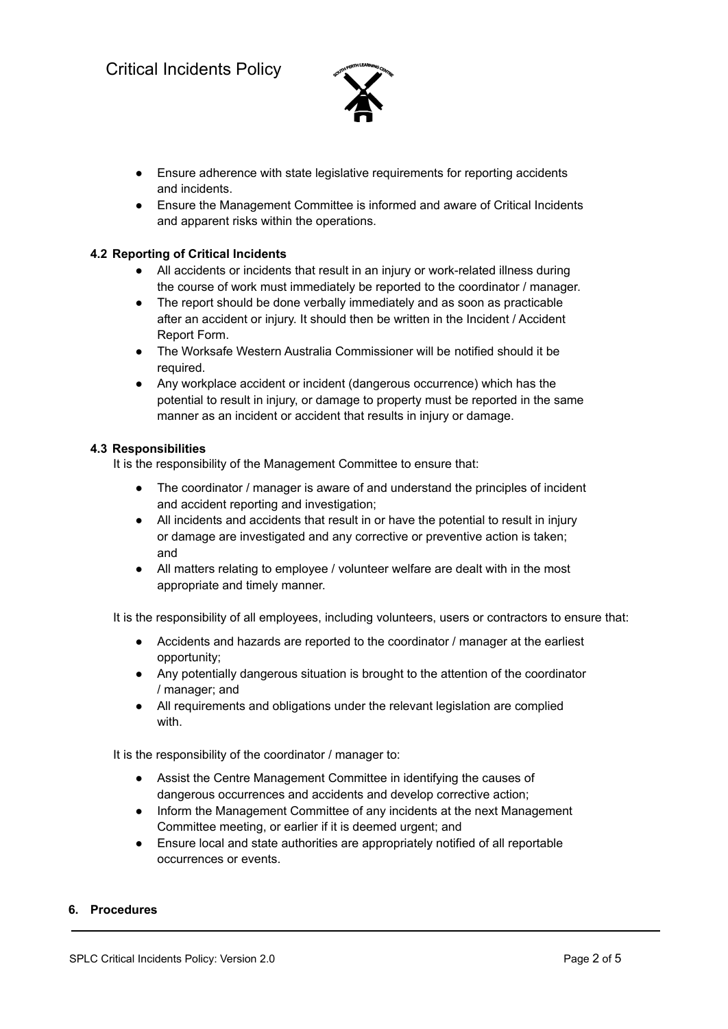- Ensure adherence with state legislative requirements for reporting accidents and incidents.
- Ensure the Management Committee is informed and aware of Critical Incidents and apparent risks within the operations.

### 4.2 Reporting of Critical Incidents

- All accidents or incidents that result in an injury or work-related illness during the course of work must immediately be reported to the coordinator / manager.
- The report should be done verbally immediately and as soon as practicable after an accident or injury. It should then be written in the Incident / Accident Report Form.
- The Worksafe Western Australia Commissioner will be notified should it be required.
- Any workplace accident or incident (dangerous occurrence) which has the potential to result in injury, or damage to property must be reported in the same manner as an incident or accident that results in injury or damage.

### 4.3 Responsibilities

It is the responsibility of the Management Committee to ensure that:

- The coordinator / manager is aware of and understand the principles of incident and accident reporting and investigation;
- All incidents and accidents that result in or have the potential to result in injury or damage are investigated and any corrective or preventive action is taken; and
- All matters relating to employee / volunteer welfare are dealt with in the most appropriate and timely manner.

It is the responsibility of all employees, including volunteers, users or contractors to ensure that:

- Accidents and hazards are reported to the coordinator / manager at the earliest opportunity;
- Any potentially dangerous situation is brought to the attention of the coordinator / manager; and
- All requirements and obligations under the relevant legislation are complied with.

It is the responsibility of the coordinator / manager to:

- Assist the Centre Management Committee in identifying the causes of dangerous occurrences and accidents and develop corrective action;
- Inform the Management Committee of any incidents at the next Management Committee meeting, or earlier if it is deemed urgent; and
- Ensure local and state authorities are appropriately notified of all reportable occurrences or events.

## 6. Procedures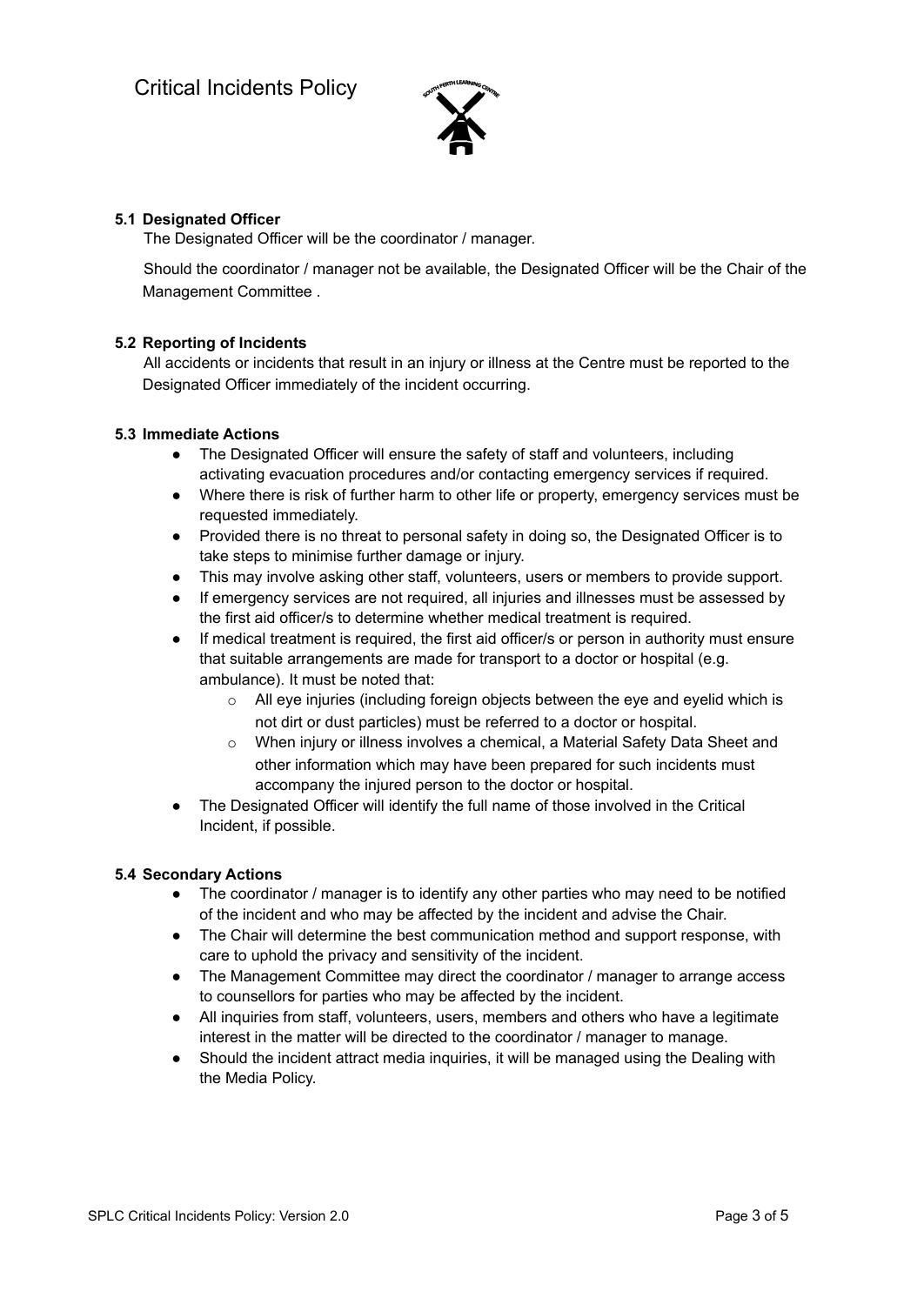### 5.1 Designated Officer

The Designated Officer will be the coordinator / manager.

Should the coordinator / manager not be available, the Designated Officer will be the Chair of the Management Committee .

### 5.2 Reporting of Incidents

All accidents or incidents that result in an injury or illness at the Centre must be reported to the Designated Officer immediately of the incident occurring.

### 5.3 Immediate Actions

- The Designated Officer will ensure the safety of staff and volunteers, including activating evacuation procedures and/or contacting emergency services if required.
- Where there is risk of further harm to other life or property, emergency services must be requested immediately.
- Provided there is no threat to personal safety in doing so, the Designated Officer is to take steps to minimise further damage or injury.
- This may involve asking other staff, volunteers, users or members to provide support.
- If emergency services are not required, all injuries and illnesses must be assessed by the first aid officer/s to determine whether medical treatment is required.
- If medical treatment is required, the first aid officer/s or person in authority must ensure that suitable arrangements are made for transport to a doctor or hospital (e.g. ambulance). It must be noted that:
  - All eye injuries (including foreign objects between the eye and eyelid which is not dirt or dust particles) must be referred to a doctor or hospital.
  - When injury or illness involves a chemical, a Material Safety Data Sheet and other information which may have been prepared for such incidents must accompany the injured person to the doctor or hospital.
- The Designated Officer will identify the full name of those involved in the Critical Incident, if possible.

### 5.4 Secondary Actions

- The coordinator / manager is to identify any other parties who may need to be notified of the incident and who may be affected by the incident and advise the Chair.
- The Chair will determine the best communication method and support response, with care to uphold the privacy and sensitivity of the incident.
- The Management Committee may direct the coordinator / manager to arrange access to counsellors for parties who may be affected by the incident.
- All inquiries from staff, volunteers, users, members and others who have a legitimate interest in the matter will be directed to the coordinator / manager to manage.
- Should the incident attract media inquiries, it will be managed using the Dealing with the Media Policy.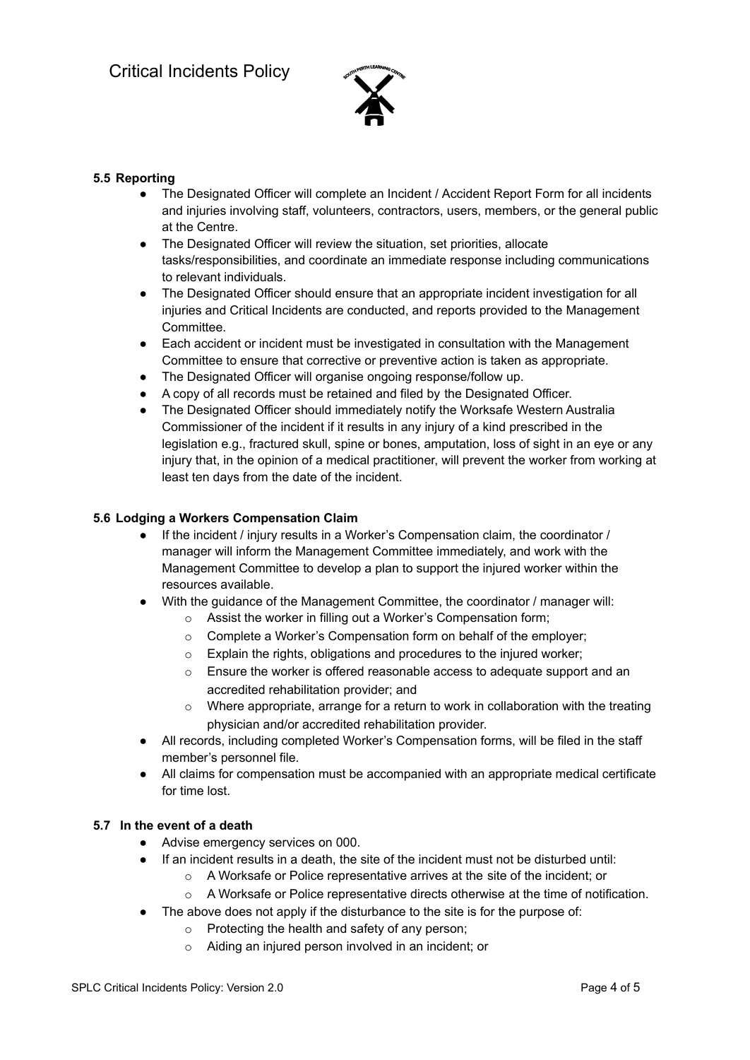### 5.5 Reporting

- The Designated Officer will complete an Incident / Accident Report Form for all incidents and injuries involving staff, volunteers, contractors, users, members, or the general public at the Centre.
- The Designated Officer will review the situation, set priorities, allocate tasks/responsibilities, and coordinate an immediate response including communications to relevant individuals.
- The Designated Officer should ensure that an appropriate incident investigation for all injuries and Critical Incidents are conducted, and reports provided to the Management Committee.
- Each accident or incident must be investigated in consultation with the Management Committee to ensure that corrective or preventive action is taken as appropriate.
- The Designated Officer will organise ongoing response/follow up.
- A copy of all records must be retained and filed by the Designated Officer.
- The Designated Officer should immediately notify the Worksafe Western Australia Commissioner of the incident if it results in any injury of a kind prescribed in the legislation e.g., fractured skull, spine or bones, amputation, loss of sight in an eye or any injury that, in the opinion of a medical practitioner, will prevent the worker from working at least ten days from the date of the incident.

### 5.6 Lodging a Workers Compensation Claim

- If the incident / injury results in a Worker's Compensation claim, the coordinator / manager will inform the Management Committee immediately, and work with the Management Committee to develop a plan to support the injured worker within the resources available.
- With the guidance of the Management Committee, the coordinator / manager will:
  - Assist the worker in filling out a Worker's Compensation form;
  - Complete a Worker's Compensation form on behalf of the employer;
  - Explain the rights, obligations and procedures to the injured worker;
  - Ensure the worker is offered reasonable access to adequate support and an accredited rehabilitation provider; and
  - Where appropriate, arrange for a return to work in collaboration with the treating physician and/or accredited rehabilitation provider.
- All records, including completed Worker's Compensation forms, will be filed in the staff member's personnel file.
- All claims for compensation must be accompanied with an appropriate medical certificate for time lost.

### 5.7 In the event of a death

- Advise emergency services on 000.
- If an incident results in a death, the site of the incident must not be disturbed until:
  - A Worksafe or Police representative arrives at the site of the incident; or
  - A Worksafe or Police representative directs otherwise at the time of notification.
- The above does not apply if the disturbance to the site is for the purpose of:
  - Protecting the health and safety of any person;
  - Aiding an injured person involved in an incident; or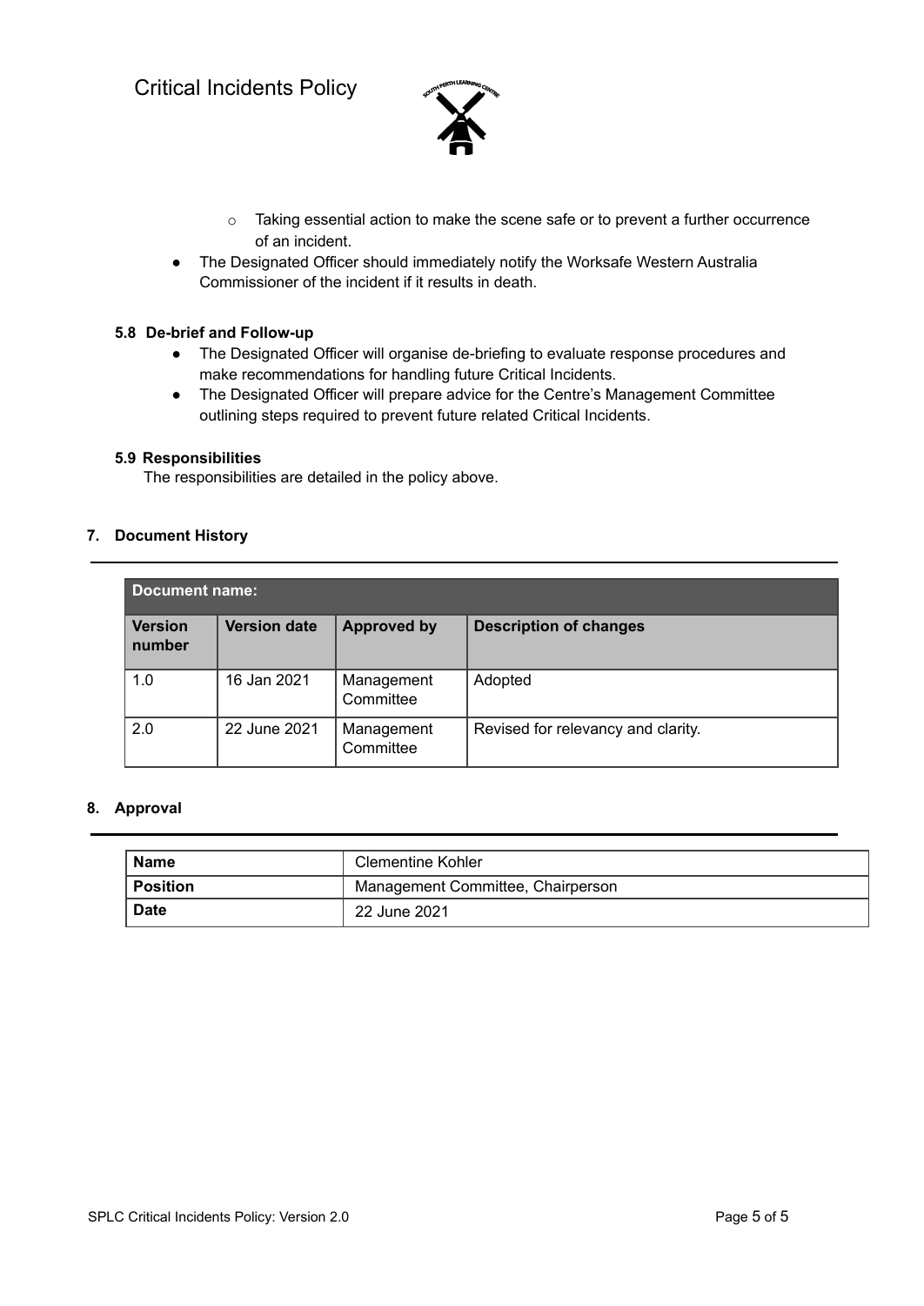- Taking essential action to make the scene safe or to prevent a further occurrence of an incident.
- The Designated Officer should immediately notify the Worksafe Western Australia Commissioner of the incident if it results in death.

### 5.8 De-brief and Follow-up

- The Designated Officer will organise de-briefing to evaluate response procedures and make recommendations for handling future Critical Incidents.
- The Designated Officer will prepare advice for the Centre's Management Committee outlining steps required to prevent future related Critical Incidents.

### 5.9 Responsibilities

The responsibilities are detailed in the policy above.

## 7. Document History

| Document name: | | | |
|---|---|---|---|
| **Version number** | **Version date** | **Approved by** | **Description of changes** |
| 1.0 | 16 Jan 2021 | Management Committee | Adopted |
| 2.0 | 22 June 2021 | Management Committee | Revised for relevancy and clarity. |

## 8. Approval

| | |
|---|---|
| **Name** | Clementine Kohler |
| **Position** | Management Committee, Chairperson |
| **Date** | 22 June 2021 |